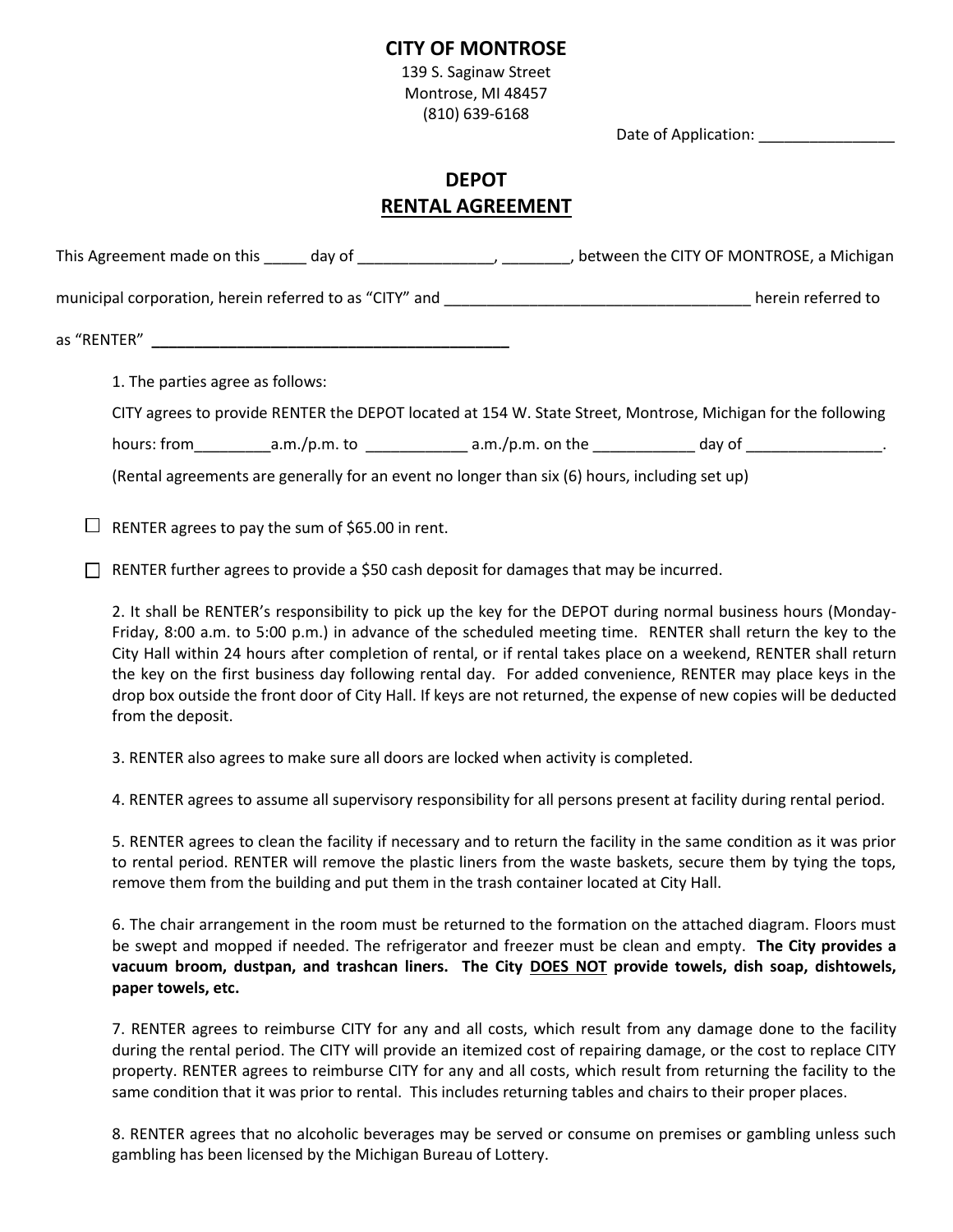# CITY OF MONTROSE

139 S. Saginaw Street
Montrose, MI 48457
(810) 639-6168

Date of Application: ________________

## DEPOT
## RENTAL AGREEMENT

This Agreement made on this _____ day of ________________, ________, between the CITY OF MONTROSE, a Michigan municipal corporation, herein referred to as "CITY" and ____________________________________ herein referred to as "RENTER" ___________________________________________

1. The parties agree as follows:

CITY agrees to provide RENTER the DEPOT located at 154 W. State Street, Montrose, Michigan for the following hours: from_________a.m./p.m. to ____________ a.m./p.m. on the ____________ day of ________________.

(Rental agreements are generally for an event no longer than six (6) hours, including set up)

☐ RENTER agrees to pay the sum of $65.00 in rent.

☐ RENTER further agrees to provide a $50 cash deposit for damages that may be incurred.

2. It shall be RENTER's responsibility to pick up the key for the DEPOT during normal business hours (Monday-Friday, 8:00 a.m. to 5:00 p.m.) in advance of the scheduled meeting time. RENTER shall return the key to the City Hall within 24 hours after completion of rental, or if rental takes place on a weekend, RENTER shall return the key on the first business day following rental day. For added convenience, RENTER may place keys in the drop box outside the front door of City Hall. If keys are not returned, the expense of new copies will be deducted from the deposit.

3. RENTER also agrees to make sure all doors are locked when activity is completed.

4. RENTER agrees to assume all supervisory responsibility for all persons present at facility during rental period.

5. RENTER agrees to clean the facility if necessary and to return the facility in the same condition as it was prior to rental period. RENTER will remove the plastic liners from the waste baskets, secure them by tying the tops, remove them from the building and put them in the trash container located at City Hall.

6. The chair arrangement in the room must be returned to the formation on the attached diagram. Floors must be swept and mopped if needed. The refrigerator and freezer must be clean and empty. **The City provides a vacuum broom, dustpan, and trashcan liners. The City DOES NOT provide towels, dish soap, dishtowels, paper towels, etc.**

7. RENTER agrees to reimburse CITY for any and all costs, which result from any damage done to the facility during the rental period. The CITY will provide an itemized cost of repairing damage, or the cost to replace CITY property. RENTER agrees to reimburse CITY for any and all costs, which result from returning the facility to the same condition that it was prior to rental. This includes returning tables and chairs to their proper places.

8. RENTER agrees that no alcoholic beverages may be served or consume on premises or gambling unless such gambling has been licensed by the Michigan Bureau of Lottery.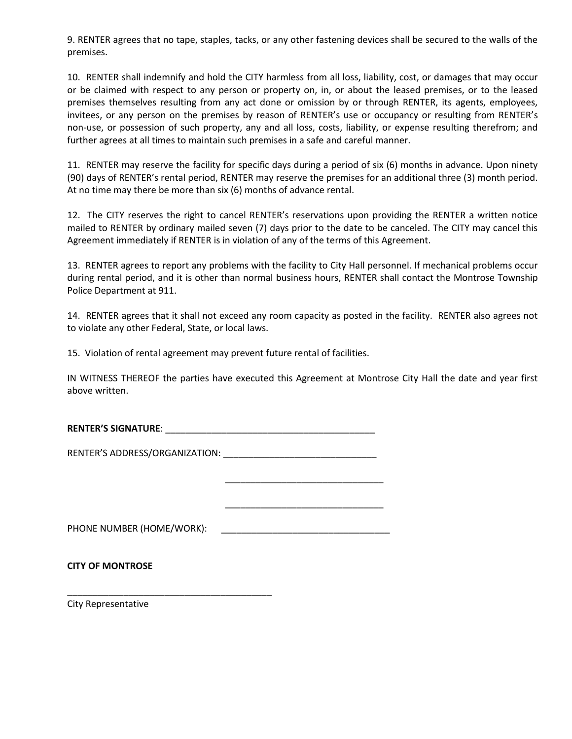9. RENTER agrees that no tape, staples, tacks, or any other fastening devices shall be secured to the walls of the premises.

10. RENTER shall indemnify and hold the CITY harmless from all loss, liability, cost, or damages that may occur or be claimed with respect to any person or property on, in, or about the leased premises, or to the leased premises themselves resulting from any act done or omission by or through RENTER, its agents, employees, invitees, or any person on the premises by reason of RENTER's use or occupancy or resulting from RENTER's non-use, or possession of such property, any and all loss, costs, liability, or expense resulting therefrom; and further agrees at all times to maintain such premises in a safe and careful manner.

11. RENTER may reserve the facility for specific days during a period of six (6) months in advance. Upon ninety (90) days of RENTER's rental period, RENTER may reserve the premises for an additional three (3) month period. At no time may there be more than six (6) months of advance rental.

12. The CITY reserves the right to cancel RENTER's reservations upon providing the RENTER a written notice mailed to RENTER by ordinary mailed seven (7) days prior to the date to be canceled. The CITY may cancel this Agreement immediately if RENTER is in violation of any of the terms of this Agreement.

13. RENTER agrees to report any problems with the facility to City Hall personnel. If mechanical problems occur during rental period, and it is other than normal business hours, RENTER shall contact the Montrose Township Police Department at 911.

14. RENTER agrees that it shall not exceed any room capacity as posted in the facility. RENTER also agrees not to violate any other Federal, State, or local laws.

15. Violation of rental agreement may prevent future rental of facilities.

IN WITNESS THEREOF the parties have executed this Agreement at Montrose City Hall the date and year first above written.

**RENTER'S SIGNATURE**: ___________________________________________

RENTER'S ADDRESS/ORGANIZATION: ________________________________

________________________________

________________________________

PHONE NUMBER (HOME/WORK): ___________________________________

**CITY OF MONTROSE**

__________________________________________

City Representative